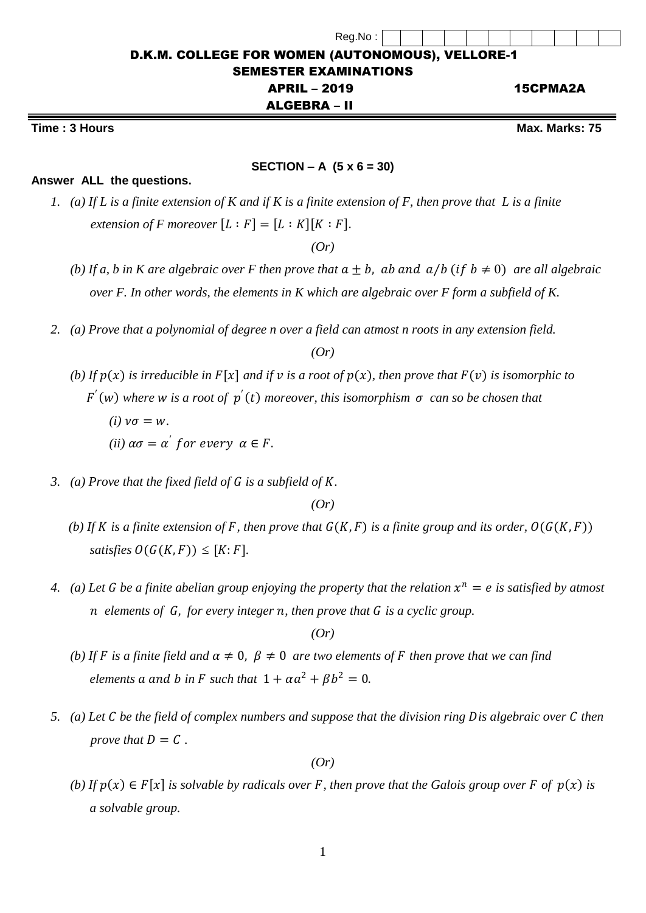Reg.No :

# D.K.M. COLLEGE FOR WOMEN (AUTONOMOUS), VELLORE-1

## SEMESTER EXAMINATIONS

## APRIL – 2019 15CPMA2A

## ALGEBRA – II

**Time : 3 Hours** **Max. Marks: 75**

### SECTION – A (5 x 6 = 30)

**Answer ALL the questions.**

1. (a) *If L is a finite extension of K and if K is a finite extension of F, then prove that L is a finite extension of F moreover* $[L : F] = [L : K][K : F]$.

   *(Or)*

   (b) *If a, b in K are algebraic over F then prove that* $a \pm b,\ ab$ *and* $a/b\ (if\ b \neq 0)$ *are all algebraic over F. In other words, the elements in K which are algebraic over F form a subfield of K.*

2. (a) *Prove that a polynomial of degree n over a field can atmost n roots in any extension field.*

   *(Or)*

   (b) *If* $p(x)$ *is irreducible in* $F[x]$ *and if* $v$ *is a root of* $p(x)$*, then prove that* $F(v)$ *is isomorphic to* $F^{'}(w)$ *where* $w$ *is a root of* $p^{'}(t)$ *moreover, this isomorphism* $\sigma$ *can so be chosen that*

   (i) $v\sigma = w$.

   (ii) $\alpha\sigma = \alpha^{'}\ for\ every\ \alpha \in F$.

3. (a) *Prove that the fixed field of* $G$ *is a subfield of* $K$.

   *(Or)*

   (b) *If* $K$ *is a finite extension of* $F$*, then prove that* $G(K, F)$ *is a finite group and its order,* $O(G(K, F))$ *satisfies* $O(G(K, F)) \leq [K : F]$.

4. (a) *Let* $G$ *be a finite abelian group enjoying the property that the relation* $x^n = e$ *is satisfied by atmost* $n$ *elements of* $G$*, for every integer* $n$*, then prove that* $G$ *is a cyclic group.*

   *(Or)*

   (b) *If* $F$ *is a finite field and* $\alpha \neq 0,\ \beta \neq 0$ *are two elements of* $F$ *then prove that we can find elements* $a$ *and* $b$ *in* $F$ *such that* $1 + \alpha a^2 + \beta b^2 = 0$.

5. (a) *Let* $C$ *be the field of complex numbers and suppose that the division ring* $D$ *is algebraic over* $C$ *then prove that* $D = C$.

   *(Or)*

   (b) *If* $p(x) \in F[x]$ *is solvable by radicals over* $F$*, then prove that the Galois group over* $F$ *of* $p(x)$ *is a solvable group.*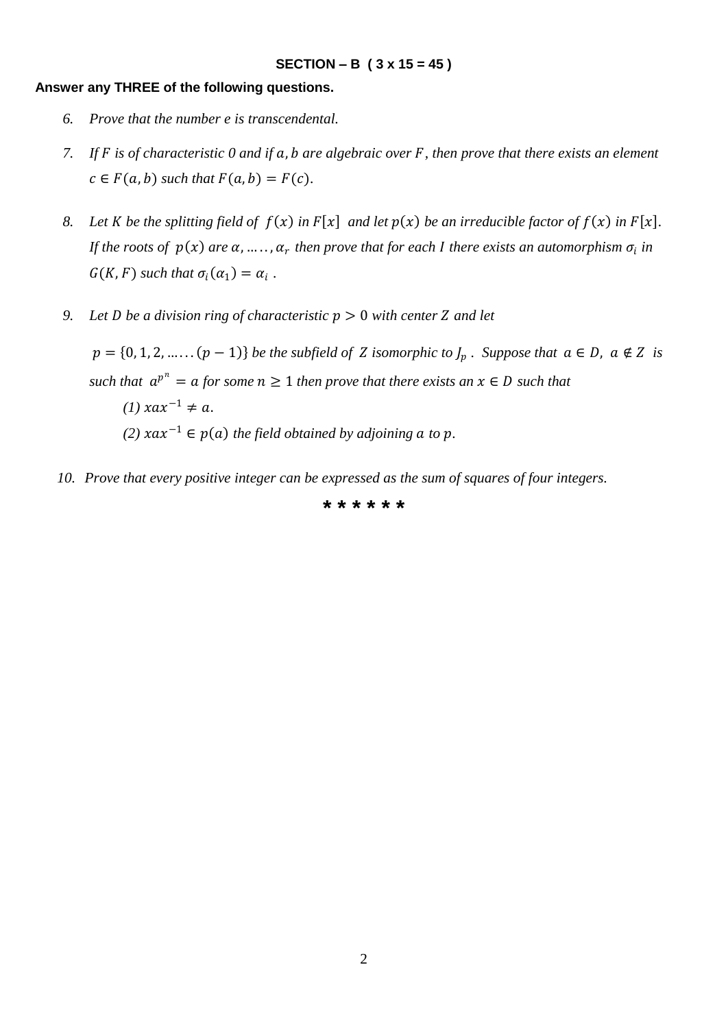**SECTION – B ( 3 x 15 = 45 )**

**Answer any THREE of the following questions.**

6. *Prove that the number e is transcendental.*

7. *If $F$ is of characteristic 0 and if $a, b$ are algebraic over $F$, then prove that there exists an element $c \in F(a, b)$ such that $F(a, b) = F(c)$.*

8. *Let $K$ be the splitting field of $f(x)$ in $F[x]$ and let $p(x)$ be an irreducible factor of $f(x)$ in $F[x]$. If the roots of $p(x)$ are $\alpha, \ldots\ldots, \alpha_r$ then prove that for each $I$ there exists an automorphism $\sigma_i$ in $G(K, F)$ such that $\sigma_i(\alpha_1) = \alpha_i$.*

9. *Let $D$ be a division ring of characteristic $p > 0$ with center $Z$ and let*

   *$p = \{0, 1, 2, \ldots\ldots (p-1)\}$ be the subfield of $Z$ isomorphic to $J_p$. Suppose that $a \in D$, $a \notin Z$ is such that $a^{p^n} = a$ for some $n \geq 1$ then prove that there exists an $x \in D$ such that*

   *(1) $xax^{-1} \neq a$.*

   *(2) $xax^{-1} \in p(a)$ the field obtained by adjoining $a$ to $p$.*

10. *Prove that every positive integer can be expressed as the sum of squares of four integers.*

\* \* \* \* \* \*